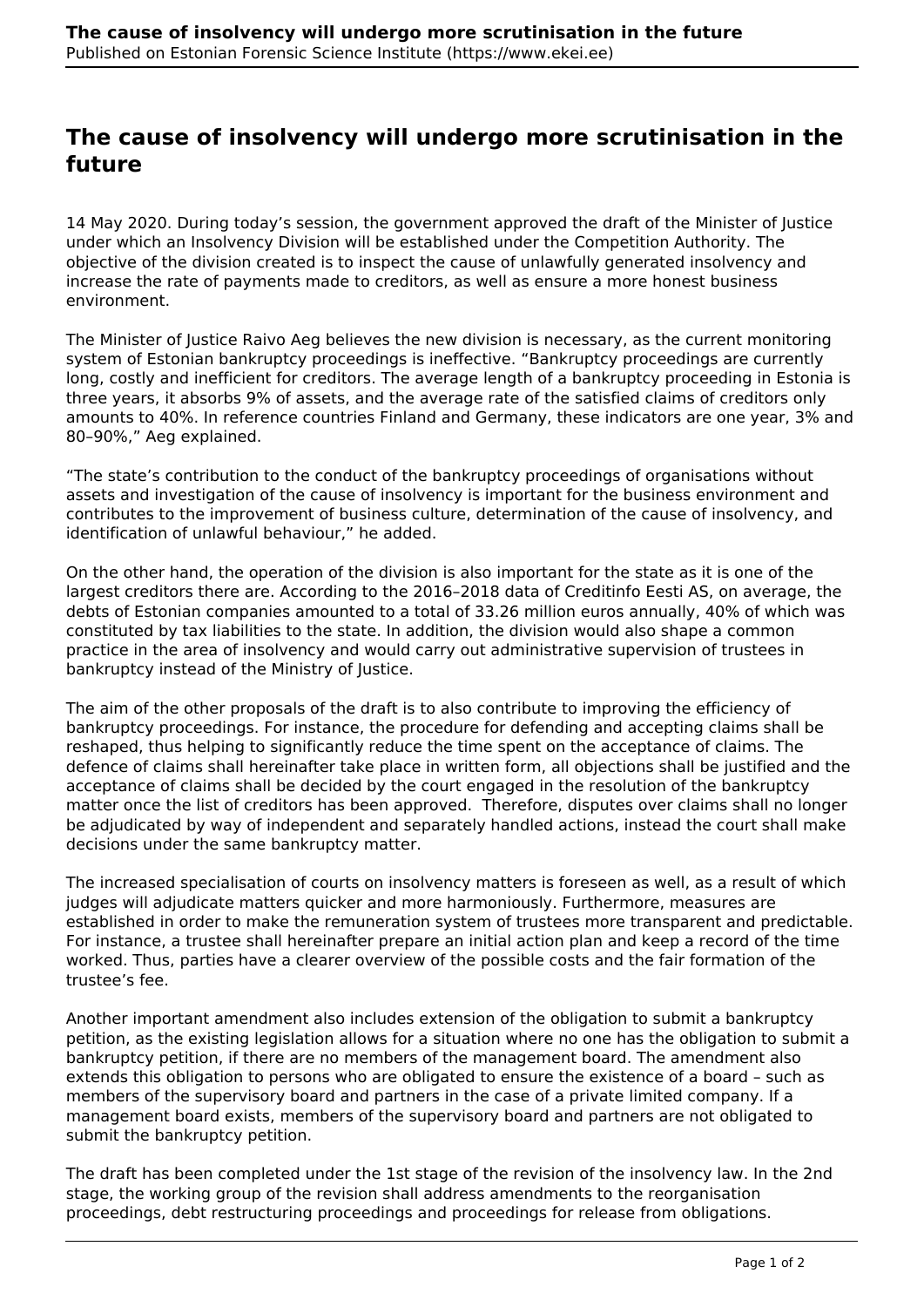# The cause of insolvency will undergo more scrutinisation in the future

14 May 2020. During today's session, the government approved the draft of the Minister of Justice under which an Insolvency Division will be established under the Competition Authority. The objective of the division created is to inspect the cause of unlawfully generated insolvency and increase the rate of payments made to creditors, as well as ensure a more honest business environment.

The Minister of Justice Raivo Aeg believes the new division is necessary, as the current monitoring system of Estonian bankruptcy proceedings is ineffective. "Bankruptcy proceedings are currently long, costly and inefficient for creditors. The average length of a bankruptcy proceeding in Estonia is three years, it absorbs 9% of assets, and the average rate of the satisfied claims of creditors only amounts to 40%. In reference countries Finland and Germany, these indicators are one year, 3% and 80–90%," Aeg explained.

"The state's contribution to the conduct of the bankruptcy proceedings of organisations without assets and investigation of the cause of insolvency is important for the business environment and contributes to the improvement of business culture, determination of the cause of insolvency, and identification of unlawful behaviour," he added.

On the other hand, the operation of the division is also important for the state as it is one of the largest creditors there are. According to the 2016–2018 data of Creditinfo Eesti AS, on average, the debts of Estonian companies amounted to a total of 33.26 million euros annually, 40% of which was constituted by tax liabilities to the state. In addition, the division would also shape a common practice in the area of insolvency and would carry out administrative supervision of trustees in bankruptcy instead of the Ministry of Justice.

The aim of the other proposals of the draft is to also contribute to improving the efficiency of bankruptcy proceedings. For instance, the procedure for defending and accepting claims shall be reshaped, thus helping to significantly reduce the time spent on the acceptance of claims. The defence of claims shall hereinafter take place in written form, all objections shall be justified and the acceptance of claims shall be decided by the court engaged in the resolution of the bankruptcy matter once the list of creditors has been approved. Therefore, disputes over claims shall no longer be adjudicated by way of independent and separately handled actions, instead the court shall make decisions under the same bankruptcy matter.

The increased specialisation of courts on insolvency matters is foreseen as well, as a result of which judges will adjudicate matters quicker and more harmoniously. Furthermore, measures are established in order to make the remuneration system of trustees more transparent and predictable. For instance, a trustee shall hereinafter prepare an initial action plan and keep a record of the time worked. Thus, parties have a clearer overview of the possible costs and the fair formation of the trustee's fee.

Another important amendment also includes extension of the obligation to submit a bankruptcy petition, as the existing legislation allows for a situation where no one has the obligation to submit a bankruptcy petition, if there are no members of the management board. The amendment also extends this obligation to persons who are obligated to ensure the existence of a board – such as members of the supervisory board and partners in the case of a private limited company. If a management board exists, members of the supervisory board and partners are not obligated to submit the bankruptcy petition.

The draft has been completed under the 1st stage of the revision of the insolvency law. In the 2nd stage, the working group of the revision shall address amendments to the reorganisation proceedings, debt restructuring proceedings and proceedings for release from obligations.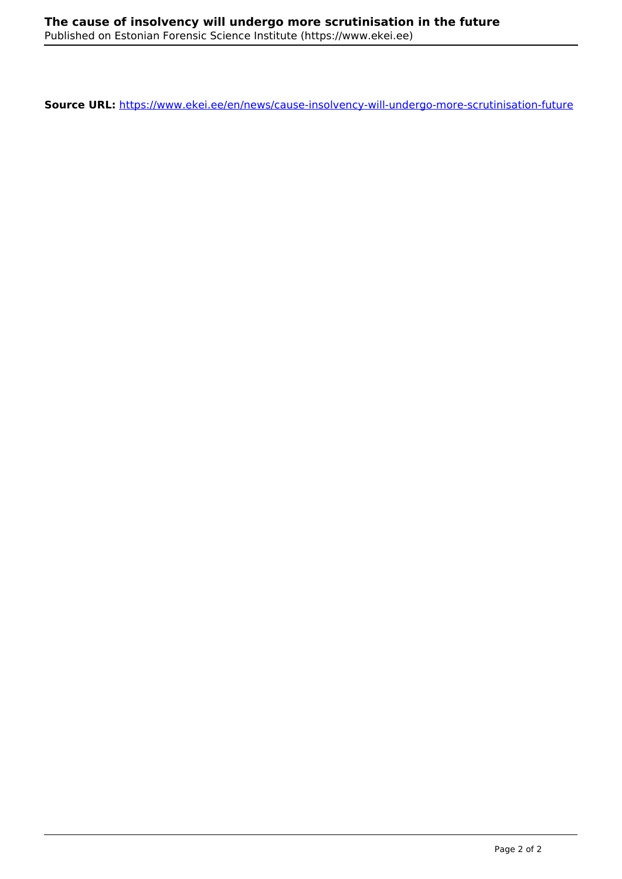**Source URL:** https://www.ekei.ee/en/news/cause-insolvency-will-undergo-more-scrutinisation-future